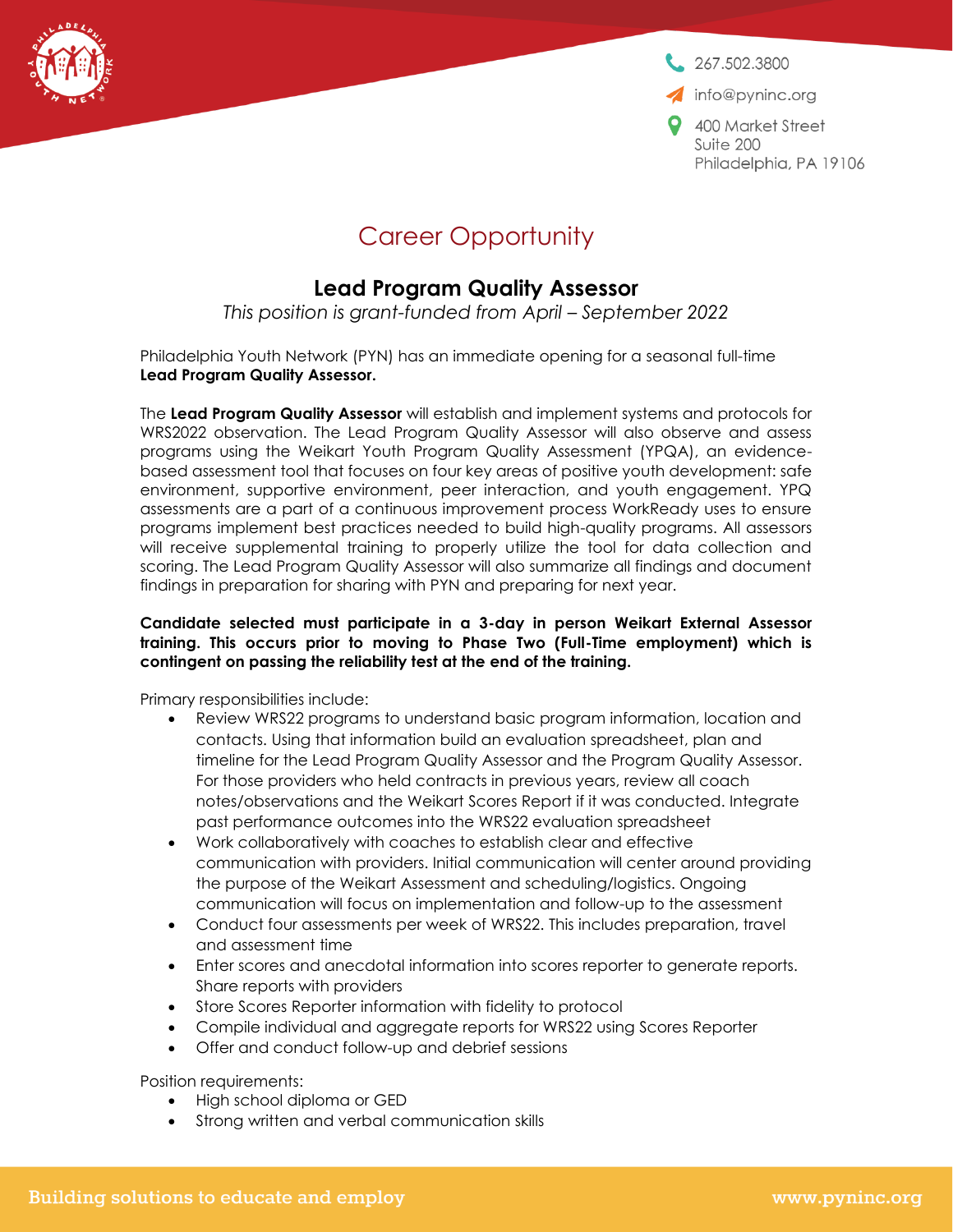267.502.3800

info@pyninc.org

400 Market Street
Suite 200
Philadelphia, PA 19106

# Career Opportunity

## Lead Program Quality Assessor

*This position is grant-funded from April – September 2022*

Philadelphia Youth Network (PYN) has an immediate opening for a seasonal full-time **Lead Program Quality Assessor.**

The **Lead Program Quality Assessor** will establish and implement systems and protocols for WRS2022 observation. The Lead Program Quality Assessor will also observe and assess programs using the Weikart Youth Program Quality Assessment (YPQA), an evidence-based assessment tool that focuses on four key areas of positive youth development: safe environment, supportive environment, peer interaction, and youth engagement. YPQ assessments are a part of a continuous improvement process WorkReady uses to ensure programs implement best practices needed to build high-quality programs. All assessors will receive supplemental training to properly utilize the tool for data collection and scoring. The Lead Program Quality Assessor will also summarize all findings and document findings in preparation for sharing with PYN and preparing for next year.

**Candidate selected must participate in a 3-day in person Weikart External Assessor training. This occurs prior to moving to Phase Two (Full-Time employment) which is contingent on passing the reliability test at the end of the training.**

Primary responsibilities include:

- Review WRS22 programs to understand basic program information, location and contacts. Using that information build an evaluation spreadsheet, plan and timeline for the Lead Program Quality Assessor and the Program Quality Assessor. For those providers who held contracts in previous years, review all coach notes/observations and the Weikart Scores Report if it was conducted. Integrate past performance outcomes into the WRS22 evaluation spreadsheet
- Work collaboratively with coaches to establish clear and effective communication with providers. Initial communication will center around providing the purpose of the Weikart Assessment and scheduling/logistics. Ongoing communication will focus on implementation and follow-up to the assessment
- Conduct four assessments per week of WRS22. This includes preparation, travel and assessment time
- Enter scores and anecdotal information into scores reporter to generate reports. Share reports with providers
- Store Scores Reporter information with fidelity to protocol
- Compile individual and aggregate reports for WRS22 using Scores Reporter
- Offer and conduct follow-up and debrief sessions

Position requirements:

- High school diploma or GED
- Strong written and verbal communication skills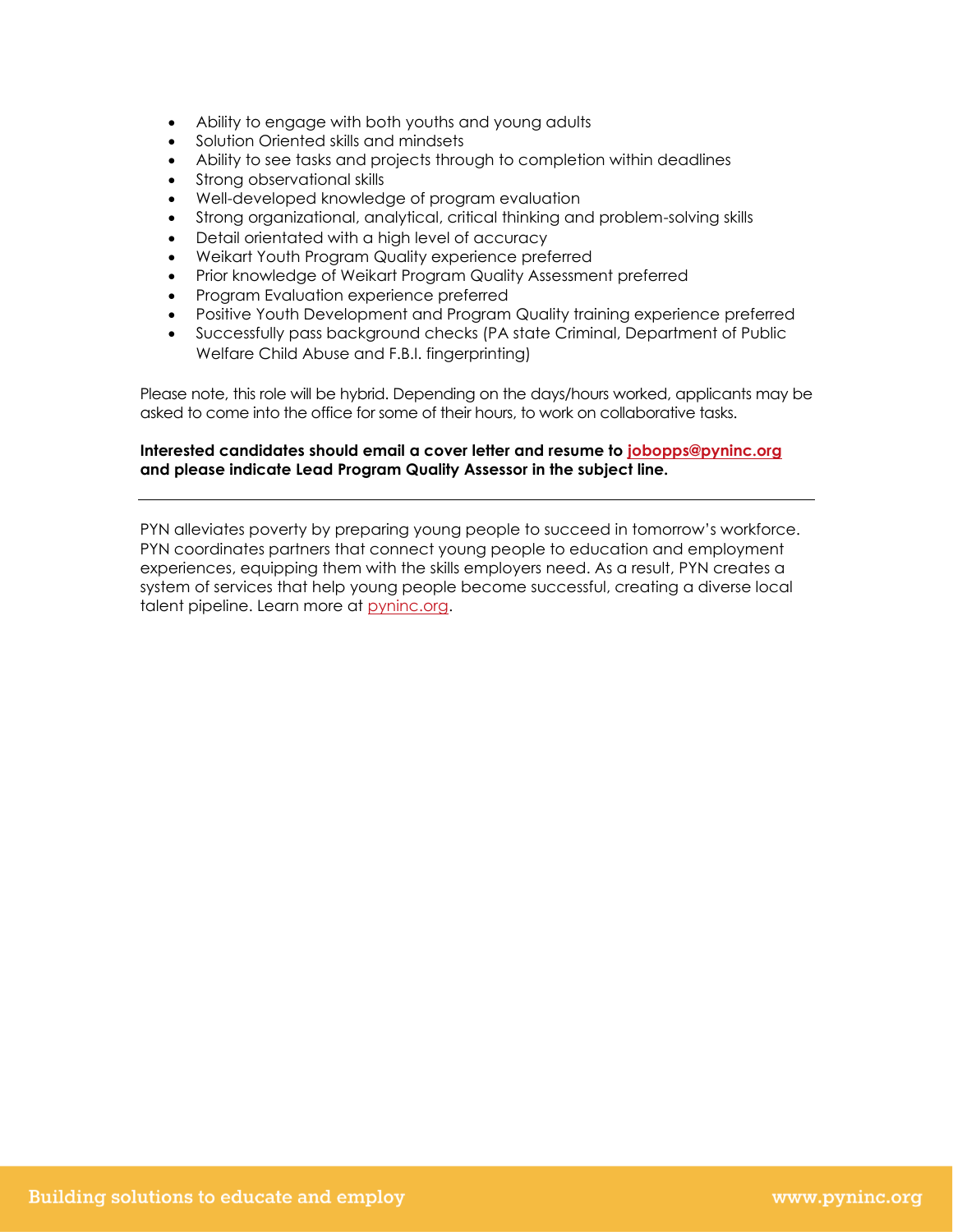- Ability to engage with both youths and young adults
- Solution Oriented skills and mindsets
- Ability to see tasks and projects through to completion within deadlines
- Strong observational skills
- Well-developed knowledge of program evaluation
- Strong organizational, analytical, critical thinking and problem-solving skills
- Detail orientated with a high level of accuracy
- Weikart Youth Program Quality experience preferred
- Prior knowledge of Weikart Program Quality Assessment preferred
- Program Evaluation experience preferred
- Positive Youth Development and Program Quality training experience preferred
- Successfully pass background checks (PA state Criminal, Department of Public Welfare Child Abuse and F.B.I. fingerprinting)

Please note, this role will be hybrid. Depending on the days/hours worked, applicants may be asked to come into the office for some of their hours, to work on collaborative tasks.

**Interested candidates should email a cover letter and resume to jobopps@pyninc.org and please indicate Lead Program Quality Assessor in the subject line.**

---

PYN alleviates poverty by preparing young people to succeed in tomorrow's workforce. PYN coordinates partners that connect young people to education and employment experiences, equipping them with the skills employers need. As a result, PYN creates a system of services that help young people become successful, creating a diverse local talent pipeline. Learn more at pyninc.org.